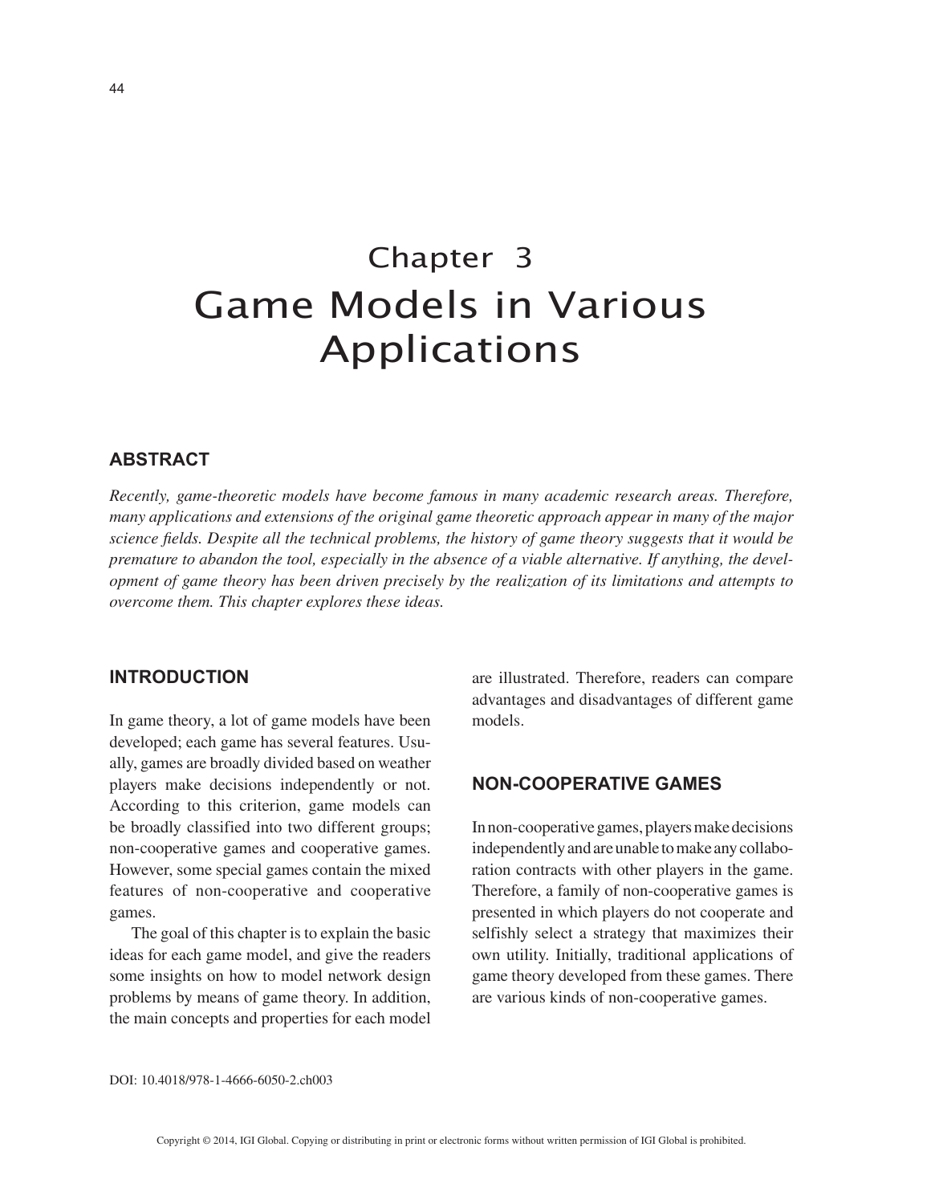# Chapter 3
# Game Models in Various Applications

## ABSTRACT

*Recently, game-theoretic models have become famous in many academic research areas. Therefore, many applications and extensions of the original game theoretic approach appear in many of the major science fields. Despite all the technical problems, the history of game theory suggests that it would be premature to abandon the tool, especially in the absence of a viable alternative. If anything, the development of game theory has been driven precisely by the realization of its limitations and attempts to overcome them. This chapter explores these ideas.*

## INTRODUCTION

In game theory, a lot of game models have been developed; each game has several features. Usually, games are broadly divided based on weather players make decisions independently or not. According to this criterion, game models can be broadly classified into two different groups; non-cooperative games and cooperative games. However, some special games contain the mixed features of non-cooperative and cooperative games.

The goal of this chapter is to explain the basic ideas for each game model, and give the readers some insights on how to model network design problems by means of game theory. In addition, the main concepts and properties for each model are illustrated. Therefore, readers can compare advantages and disadvantages of different game models.

## NON-COOPERATIVE GAMES

In non-cooperative games, players make decisions independently and are unable to make any collaboration contracts with other players in the game. Therefore, a family of non-cooperative games is presented in which players do not cooperate and selfishly select a strategy that maximizes their own utility. Initially, traditional applications of game theory developed from these games. There are various kinds of non-cooperative games.

DOI: 10.4018/978-1-4666-6050-2.ch003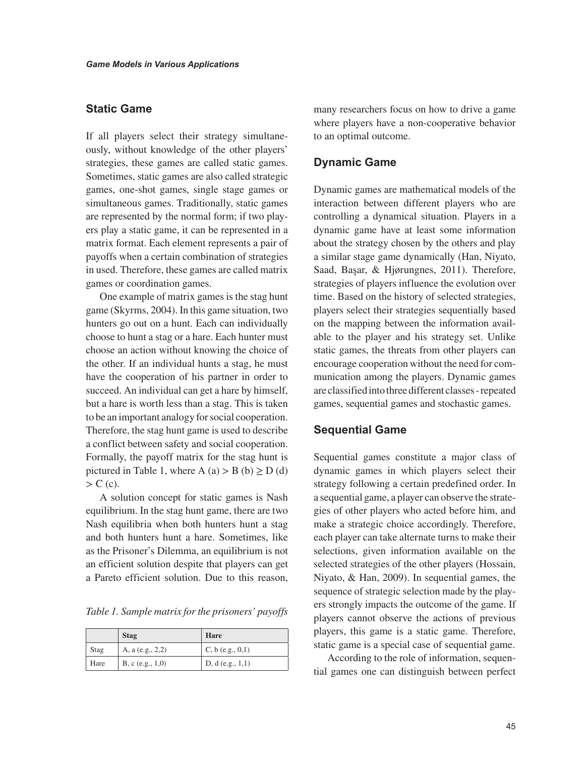## Static Game

If all players select their strategy simultaneously, without knowledge of the other players' strategies, these games are called static games. Sometimes, static games are also called strategic games, one-shot games, single stage games or simultaneous games. Traditionally, static games are represented by the normal form; if two players play a static game, it can be represented in a matrix format. Each element represents a pair of payoffs when a certain combination of strategies in used. Therefore, these games are called matrix games or coordination games.

One example of matrix games is the stag hunt game (Skyrms, 2004). In this game situation, two hunters go out on a hunt. Each can individually choose to hunt a stag or a hare. Each hunter must choose an action without knowing the choice of the other. If an individual hunts a stag, he must have the cooperation of his partner in order to succeed. An individual can get a hare by himself, but a hare is worth less than a stag. This is taken to be an important analogy for social cooperation. Therefore, the stag hunt game is used to describe a conflict between safety and social cooperation. Formally, the payoff matrix for the stag hunt is pictured in Table 1, where A (a) > B (b) ≥ D (d) > C (c).

A solution concept for static games is Nash equilibrium. In the stag hunt game, there are two Nash equilibria when both hunters hunt a stag and both hunters hunt a hare. Sometimes, like as the Prisoner's Dilemma, an equilibrium is not an efficient solution despite that players can get a Pareto efficient solution. Due to this reason, many researchers focus on how to drive a game where players have a non-cooperative behavior to an optimal outcome.

*Table 1. Sample matrix for the prisoners' payoffs*

| | Stag | Hare |
|---|---|---|
| Stag | A, a (e.g., 2,2) | C, b (e.g., 0,1) |
| Hare | B, c (e.g., 1,0) | D, d (e.g., 1,1) |

## Dynamic Game

Dynamic games are mathematical models of the interaction between different players who are controlling a dynamical situation. Players in a dynamic game have at least some information about the strategy chosen by the others and play a similar stage game dynamically (Han, Niyato, Saad, Başar, & Hjørungnes, 2011). Therefore, strategies of players influence the evolution over time. Based on the history of selected strategies, players select their strategies sequentially based on the mapping between the information available to the player and his strategy set. Unlike static games, the threats from other players can encourage cooperation without the need for communication among the players. Dynamic games are classified into three different classes - repeated games, sequential games and stochastic games.

## Sequential Game

Sequential games constitute a major class of dynamic games in which players select their strategy following a certain predefined order. In a sequential game, a player can observe the strategies of other players who acted before him, and make a strategic choice accordingly. Therefore, each player can take alternate turns to make their selections, given information available on the selected strategies of the other players (Hossain, Niyato, & Han, 2009). In sequential games, the sequence of strategic selection made by the players strongly impacts the outcome of the game. If players cannot observe the actions of previous players, this game is a static game. Therefore, static game is a special case of sequential game.

According to the role of information, sequential games one can distinguish between perfect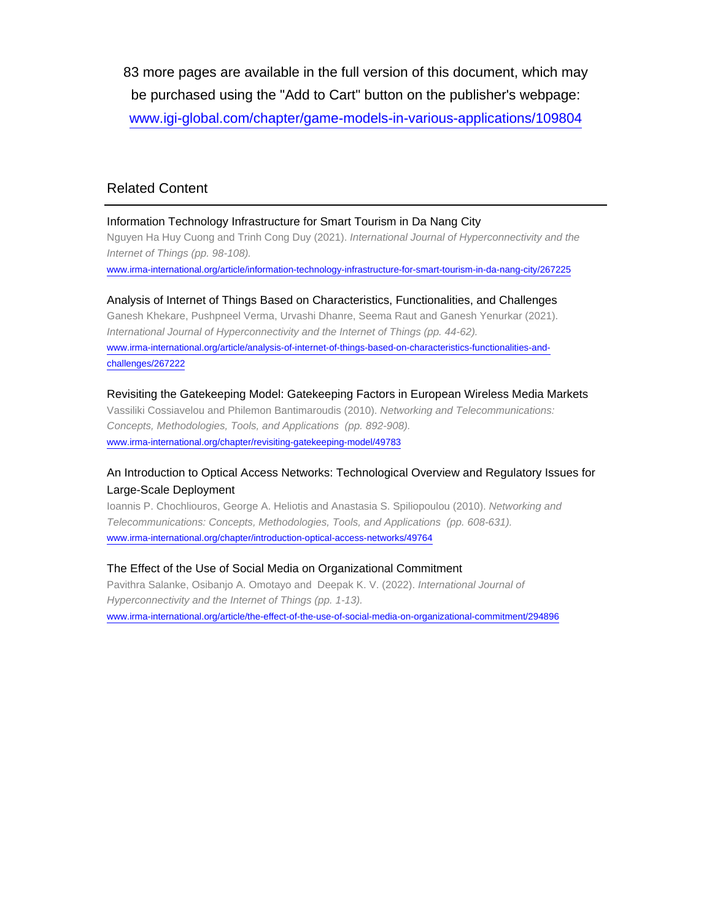83 more pages are available in the full version of this document, which may be purchased using the "Add to Cart" button on the publisher's webpage: [www.igi-global.com/chapter/game-models-in-various-applications/109804](www.igi-global.com/chapter/game-models-in-various-applications/109804)

## Related Content

**Information Technology Infrastructure for Smart Tourism in Da Nang City**
Nguyen Ha Huy Cuong and Trinh Cong Duy (2021). *International Journal of Hyperconnectivity and the Internet of Things (pp. 98-108).*
[www.irma-international.org/article/information-technology-infrastructure-for-smart-tourism-in-da-nang-city/267225](www.irma-international.org/article/information-technology-infrastructure-for-smart-tourism-in-da-nang-city/267225)

**Analysis of Internet of Things Based on Characteristics, Functionalities, and Challenges**
Ganesh Khekare, Pushpneel Verma, Urvashi Dhanre, Seema Raut and Ganesh Yenurkar (2021). *International Journal of Hyperconnectivity and the Internet of Things (pp. 44-62).*
[www.irma-international.org/article/analysis-of-internet-of-things-based-on-characteristics-functionalities-and-challenges/267222](www.irma-international.org/article/analysis-of-internet-of-things-based-on-characteristics-functionalities-and-challenges/267222)

**Revisiting the Gatekeeping Model: Gatekeeping Factors in European Wireless Media Markets**
Vassiliki Cossiavelou and Philemon Bantimaroudis (2010). *Networking and Telecommunications: Concepts, Methodologies, Tools, and Applications (pp. 892-908).*
[www.irma-international.org/chapter/revisiting-gatekeeping-model/49783](www.irma-international.org/chapter/revisiting-gatekeeping-model/49783)

**An Introduction to Optical Access Networks: Technological Overview and Regulatory Issues for Large-Scale Deployment**
Ioannis P. Chochliouros, George A. Heliotis and Anastasia S. Spiliopoulou (2010). *Networking and Telecommunications: Concepts, Methodologies, Tools, and Applications (pp. 608-631).*
[www.irma-international.org/chapter/introduction-optical-access-networks/49764](www.irma-international.org/chapter/introduction-optical-access-networks/49764)

**The Effect of the Use of Social Media on Organizational Commitment**
Pavithra Salanke, Osibanjo A. Omotayo and Deepak K. V. (2022). *International Journal of Hyperconnectivity and the Internet of Things (pp. 1-13).*
[www.irma-international.org/article/the-effect-of-the-use-of-social-media-on-organizational-commitment/294896](www.irma-international.org/article/the-effect-of-the-use-of-social-media-on-organizational-commitment/294896)